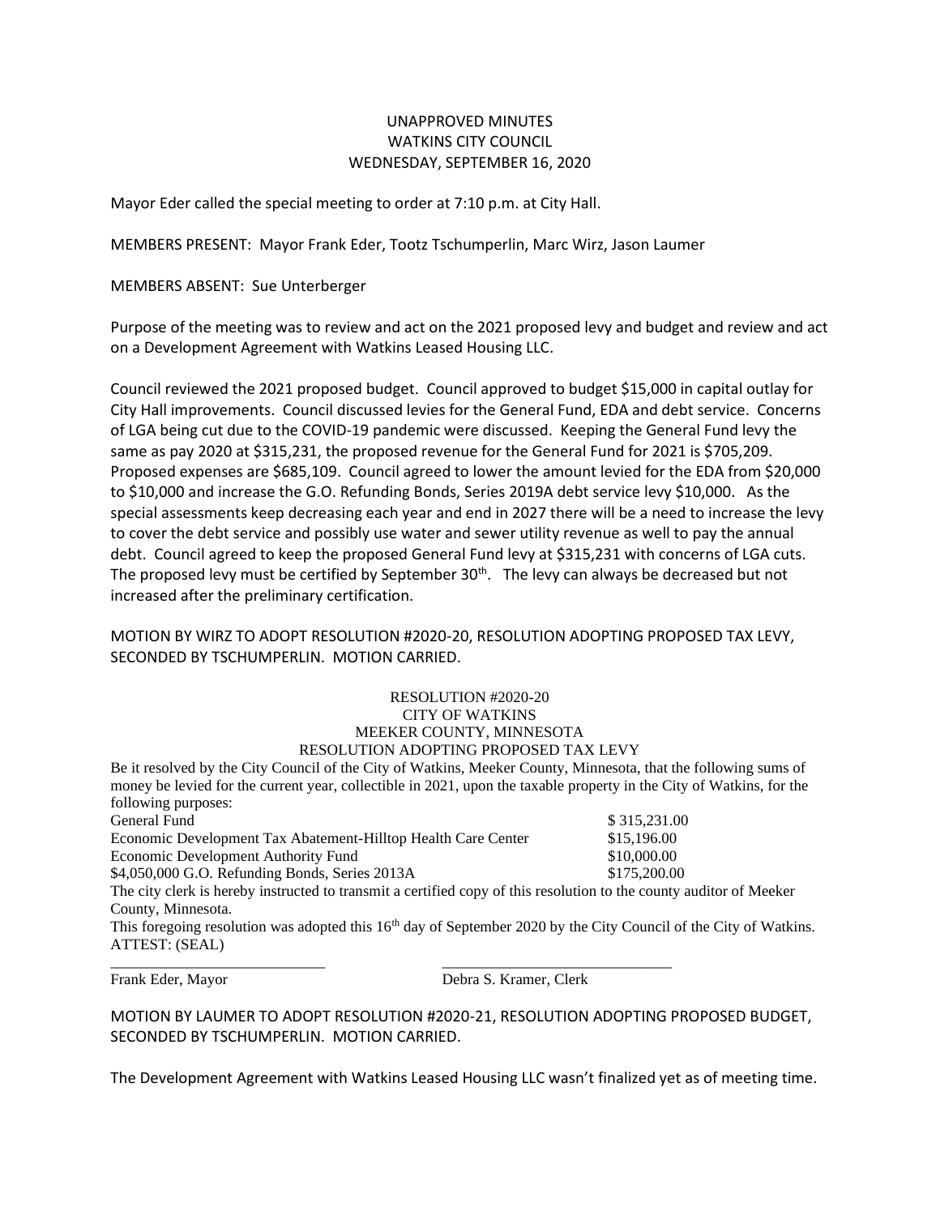# UNAPPROVED MINUTES
## WATKINS CITY COUNCIL
### WEDNESDAY, SEPTEMBER 16, 2020

Mayor Eder called the special meeting to order at 7:10 p.m. at City Hall.

MEMBERS PRESENT: Mayor Frank Eder, Tootz Tschumperlin, Marc Wirz, Jason Laumer

MEMBERS ABSENT: Sue Unterberger

Purpose of the meeting was to review and act on the 2021 proposed levy and budget and review and act on a Development Agreement with Watkins Leased Housing LLC.

Council reviewed the 2021 proposed budget. Council approved to budget $15,000 in capital outlay for City Hall improvements. Council discussed levies for the General Fund, EDA and debt service. Concerns of LGA being cut due to the COVID-19 pandemic were discussed. Keeping the General Fund levy the same as pay 2020 at $315,231, the proposed revenue for the General Fund for 2021 is $705,209. Proposed expenses are $685,109. Council agreed to lower the amount levied for the EDA from $20,000 to $10,000 and increase the G.O. Refunding Bonds, Series 2019A debt service levy $10,000. As the special assessments keep decreasing each year and end in 2027 there will be a need to increase the levy to cover the debt service and possibly use water and sewer utility revenue as well to pay the annual debt. Council agreed to keep the proposed General Fund levy at $315,231 with concerns of LGA cuts. The proposed levy must be certified by September 30th. The levy can always be decreased but not increased after the preliminary certification.

MOTION BY WIRZ TO ADOPT RESOLUTION #2020-20, RESOLUTION ADOPTING PROPOSED TAX LEVY, SECONDED BY TSCHUMPERLIN. MOTION CARRIED.

RESOLUTION #2020-20
CITY OF WATKINS
MEEKER COUNTY, MINNESOTA
RESOLUTION ADOPTING PROPOSED TAX LEVY

Be it resolved by the City Council of the City of Watkins, Meeker County, Minnesota, that the following sums of money be levied for the current year, collectible in 2021, upon the taxable property in the City of Watkins, for the following purposes:

| | |
|---|---|
| General Fund | $ 315,231.00 |
| Economic Development Tax Abatement-Hilltop Health Care Center | $15,196.00 |
| Economic Development Authority Fund | $10,000.00 |
| $4,050,000 G.O. Refunding Bonds, Series 2013A | $175,200.00 |

The city clerk is hereby instructed to transmit a certified copy of this resolution to the county auditor of Meeker County, Minnesota.

This foregoing resolution was adopted this 16th day of September 2020 by the City Council of the City of Watkins.

ATTEST: (SEAL)

\_\_\_\_\_\_\_\_\_\_\_\_\_\_\_\_\_\_\_\_\_\_\_\_\_\_\_\_ \_\_\_\_\_\_\_\_\_\_\_\_\_\_\_\_\_\_\_\_\_\_\_\_\_\_\_\_\_\_

Frank Eder, Mayor Debra S. Kramer, Clerk

MOTION BY LAUMER TO ADOPT RESOLUTION #2020-21, RESOLUTION ADOPTING PROPOSED BUDGET, SECONDED BY TSCHUMPERLIN. MOTION CARRIED.

The Development Agreement with Watkins Leased Housing LLC wasn't finalized yet as of meeting time.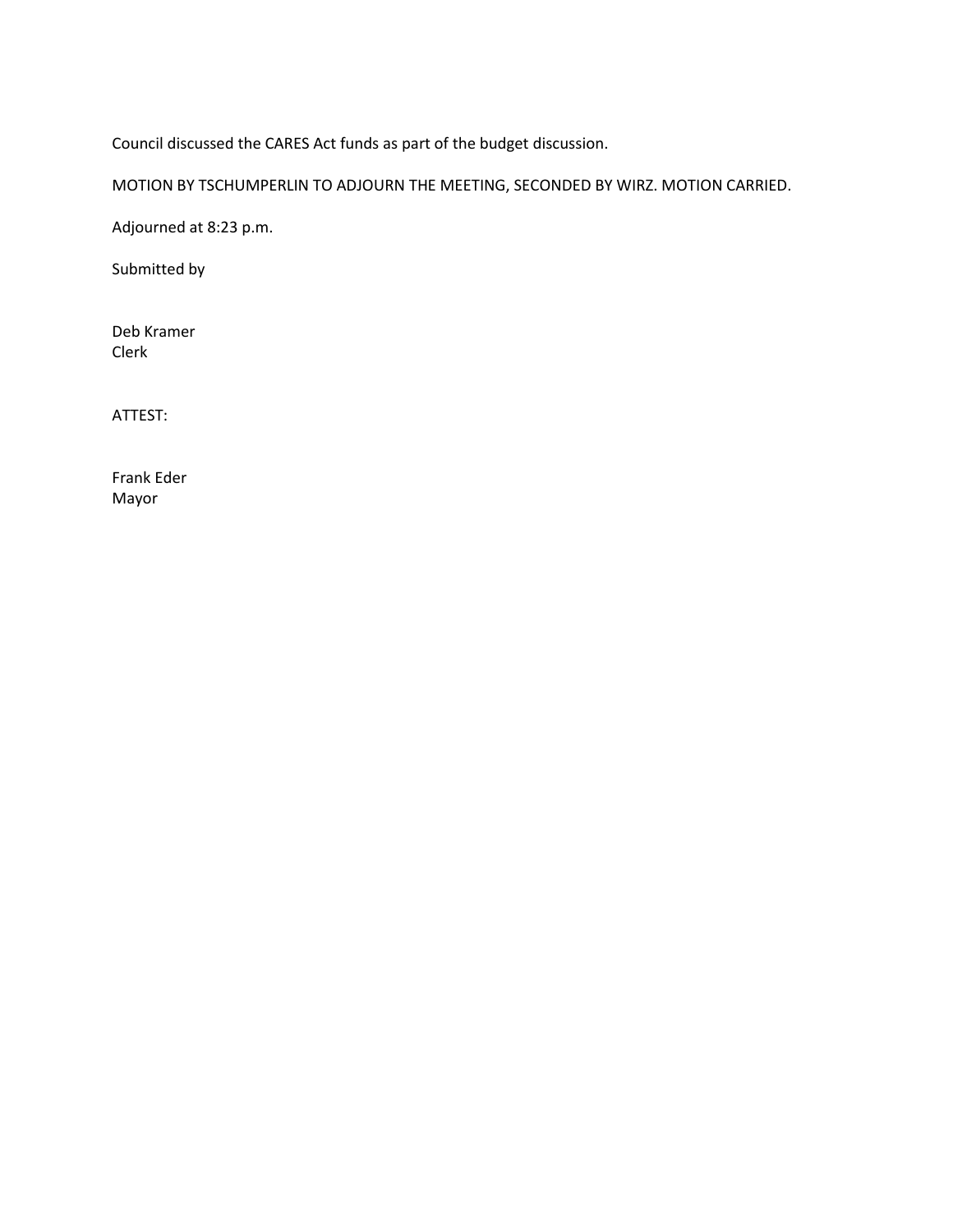Council discussed the CARES Act funds as part of the budget discussion.

MOTION BY TSCHUMPERLIN TO ADJOURN THE MEETING, SECONDED BY WIRZ. MOTION CARRIED.

Adjourned at 8:23 p.m.

Submitted by

Deb Kramer
Clerk

ATTEST:

Frank Eder
Mayor